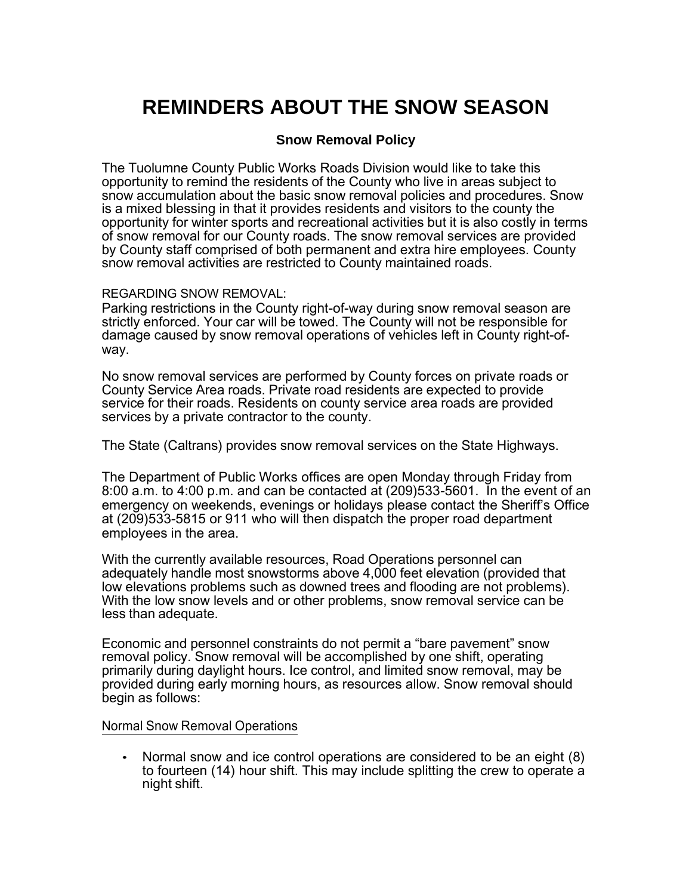# REMINDERS ABOUT THE SNOW SEASON

### Snow Removal Policy

The Tuolumne County Public Works Roads Division would like to take this opportunity to remind the residents of the County who live in areas subject to snow accumulation about the basic snow removal policies and procedures. Snow is a mixed blessing in that it provides residents and visitors to the county the opportunity for winter sports and recreational activities but it is also costly in terms of snow removal for our County roads. The snow removal services are provided by County staff comprised of both permanent and extra hire employees. County snow removal activities are restricted to County maintained roads.

REGARDING SNOW REMOVAL:
Parking restrictions in the County right-of-way during snow removal season are strictly enforced. Your car will be towed. The County will not be responsible for damage caused by snow removal operations of vehicles left in County right-of-way.

No snow removal services are performed by County forces on private roads or County Service Area roads. Private road residents are expected to provide service for their roads. Residents on county service area roads are provided services by a private contractor to the county.

The State (Caltrans) provides snow removal services on the State Highways.

The Department of Public Works offices are open Monday through Friday from 8:00 a.m. to 4:00 p.m. and can be contacted at (209)533-5601. In the event of an emergency on weekends, evenings or holidays please contact the Sheriff's Office at (209)533-5815 or 911 who will then dispatch the proper road department employees in the area.

With the currently available resources, Road Operations personnel can adequately handle most snowstorms above 4,000 feet elevation (provided that low elevations problems such as downed trees and flooding are not problems). With the low snow levels and or other problems, snow removal service can be less than adequate.

Economic and personnel constraints do not permit a "bare pavement" snow removal policy. Snow removal will be accomplished by one shift, operating primarily during daylight hours. Ice control, and limited snow removal, may be provided during early morning hours, as resources allow. Snow removal should begin as follows:

Normal Snow Removal Operations

- Normal snow and ice control operations are considered to be an eight (8) to fourteen (14) hour shift. This may include splitting the crew to operate a night shift.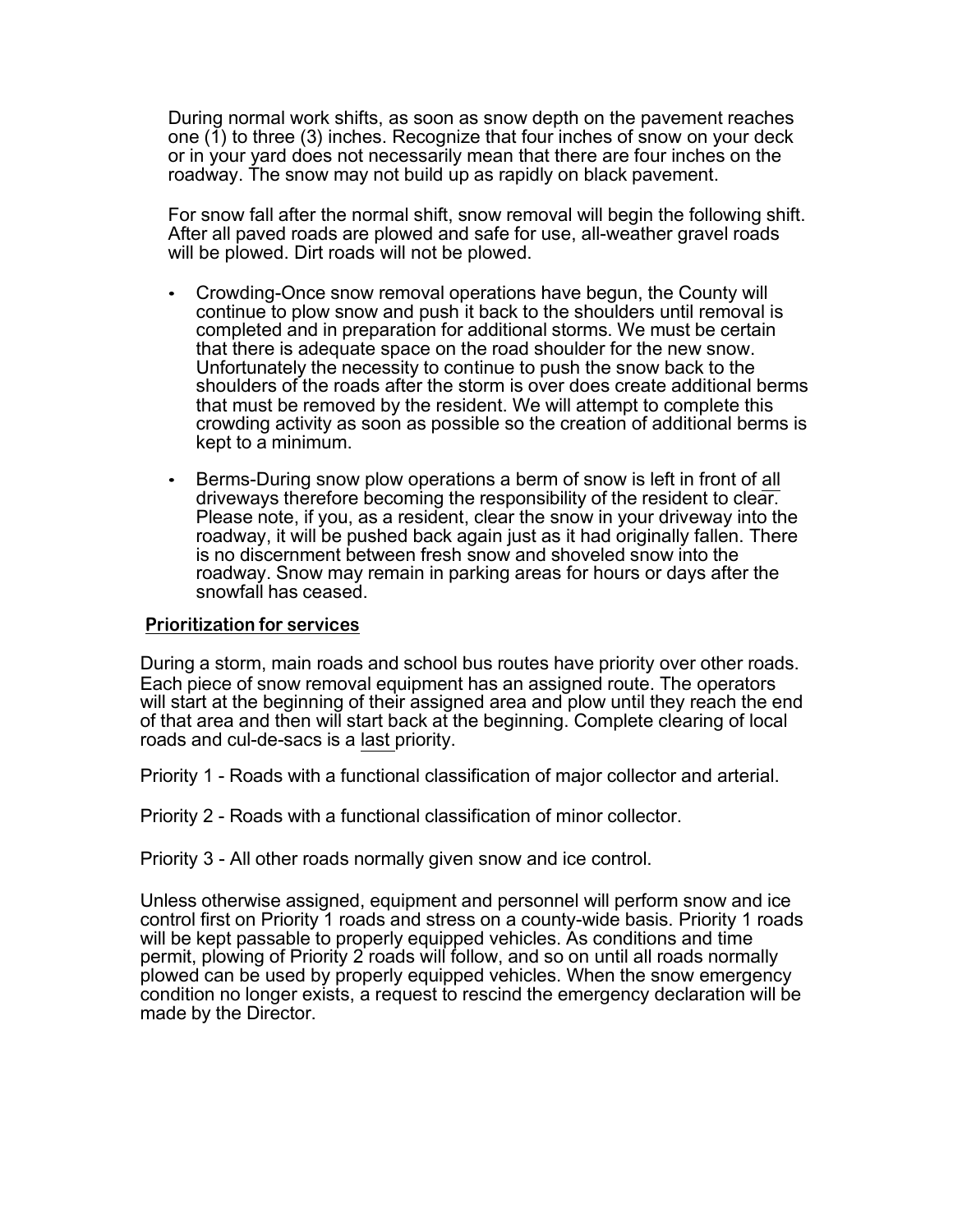During normal work shifts, as soon as snow depth on the pavement reaches one (1) to three (3) inches. Recognize that four inches of snow on your deck or in your yard does not necessarily mean that there are four inches on the roadway. The snow may not build up as rapidly on black pavement.

For snow fall after the normal shift, snow removal will begin the following shift. After all paved roads are plowed and safe for use, all-weather gravel roads will be plowed. Dirt roads will not be plowed.

- Crowding-Once snow removal operations have begun, the County will continue to plow snow and push it back to the shoulders until removal is completed and in preparation for additional storms. We must be certain that there is adequate space on the road shoulder for the new snow. Unfortunately the necessity to continue to push the snow back to the shoulders of the roads after the storm is over does create additional berms that must be removed by the resident. We will attempt to complete this crowding activity as soon as possible so the creation of additional berms is kept to a minimum.
- Berms-During snow plow operations a berm of snow is left in front of <u>all</u> driveways therefore becoming the responsibility of the resident to clear. Please note, if you, as a resident, clear the snow in your driveway into the roadway, it will be pushed back again just as it had originally fallen. There is no discernment between fresh snow and shoveled snow into the roadway. Snow may remain in parking areas for hours or days after the snowfall has ceased.

## <u>Prioritization for services</u>

During a storm, main roads and school bus routes have priority over other roads. Each piece of snow removal equipment has an assigned route. The operators will start at the beginning of their assigned area and plow until they reach the end of that area and then will start back at the beginning. Complete clearing of local roads and cul-de-sacs is a <u>last</u> priority.

Priority 1 - Roads with a functional classification of major collector and arterial.

Priority 2 - Roads with a functional classification of minor collector.

Priority 3 - All other roads normally given snow and ice control.

Unless otherwise assigned, equipment and personnel will perform snow and ice control first on Priority 1 roads and stress on a county-wide basis. Priority 1 roads will be kept passable to properly equipped vehicles. As conditions and time permit, plowing of Priority 2 roads will follow, and so on until all roads normally plowed can be used by properly equipped vehicles. When the snow emergency condition no longer exists, a request to rescind the emergency declaration will be made by the Director.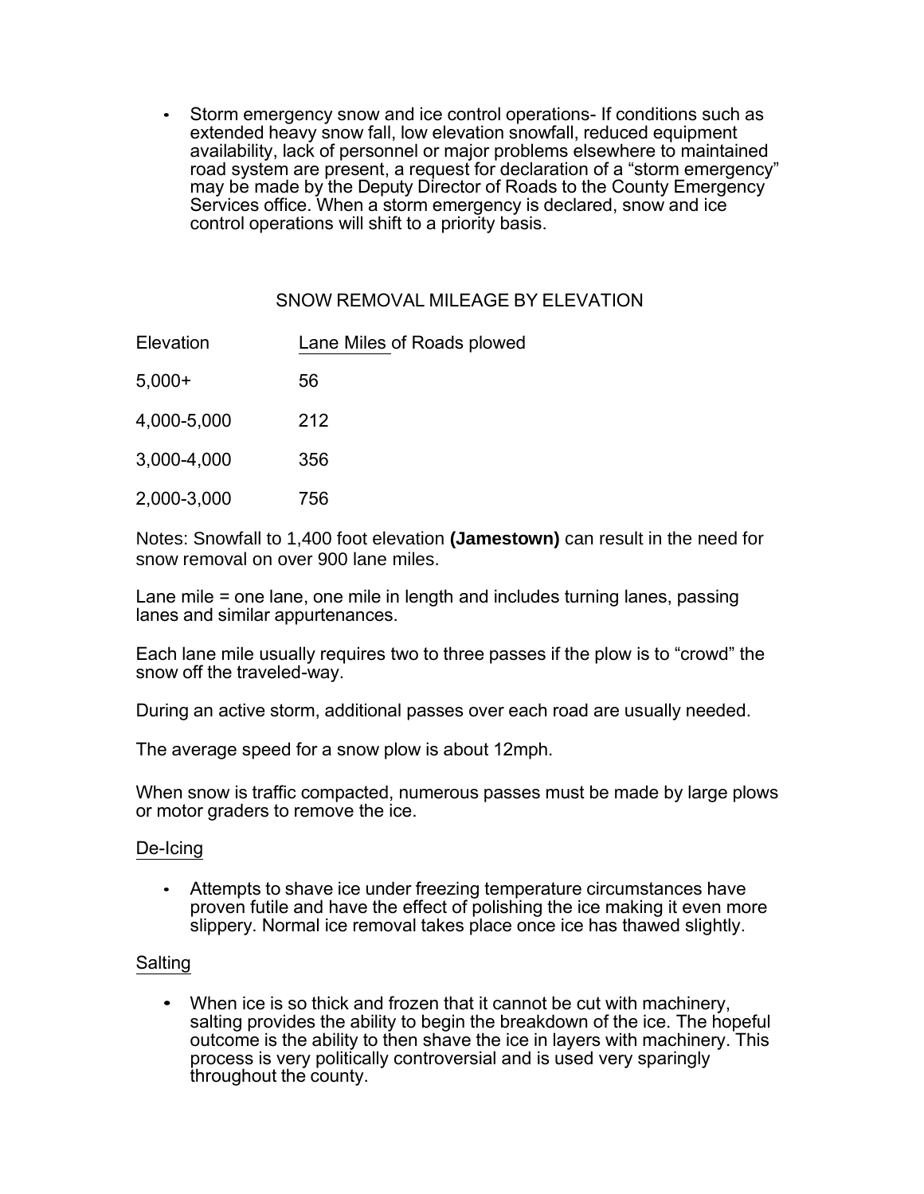- Storm emergency snow and ice control operations- If conditions such as extended heavy snow fall, low elevation snowfall, reduced equipment availability, lack of personnel or major problems elsewhere to maintained road system are present, a request for declaration of a “storm emergency” may be made by the Deputy Director of Roads to the County Emergency Services office. When a storm emergency is declared, snow and ice control operations will shift to a priority basis.

SNOW REMOVAL MILEAGE BY ELEVATION

| Elevation | Lane Miles of Roads plowed |
|---|---|
| 5,000+ | 56 |
| 4,000-5,000 | 212 |
| 3,000-4,000 | 356 |
| 2,000-3,000 | 756 |

Notes: Snowfall to 1,400 foot elevation **(Jamestown)** can result in the need for snow removal on over 900 lane miles.

Lane mile = one lane, one mile in length and includes turning lanes, passing lanes and similar appurtenances.

Each lane mile usually requires two to three passes if the plow is to “crowd” the snow off the traveled-way.

During an active storm, additional passes over each road are usually needed.

The average speed for a snow plow is about 12mph.

When snow is traffic compacted, numerous passes must be made by large plows or motor graders to remove the ice.

De-Icing

- Attempts to shave ice under freezing temperature circumstances have proven futile and have the effect of polishing the ice making it even more slippery. Normal ice removal takes place once ice has thawed slightly.

Salting

- When ice is so thick and frozen that it cannot be cut with machinery, salting provides the ability to begin the breakdown of the ice. The hopeful outcome is the ability to then shave the ice in layers with machinery. This process is very politically controversial and is used very sparingly throughout the county.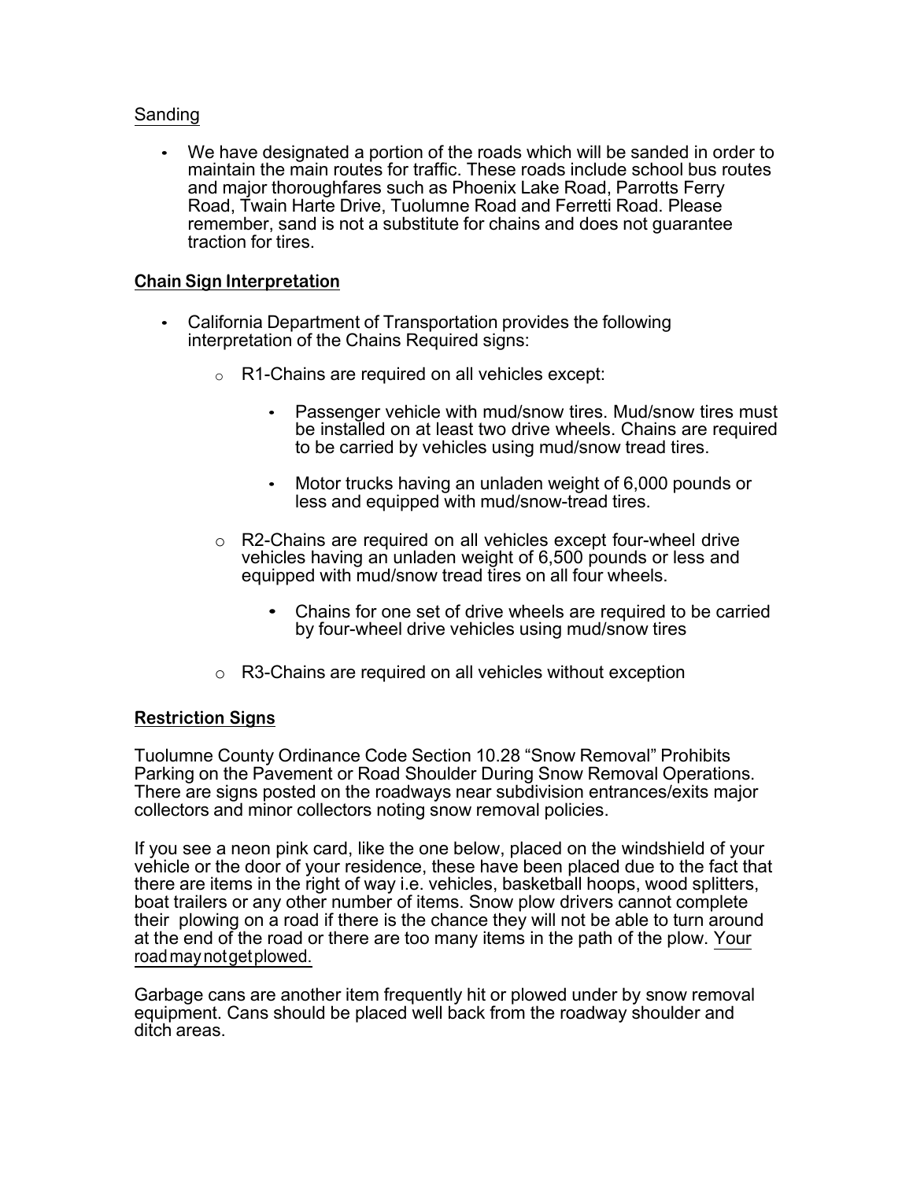## Sanding

- We have designated a portion of the roads which will be sanded in order to maintain the main routes for traffic. These roads include school bus routes and major thoroughfares such as Phoenix Lake Road, Parrotts Ferry Road, Twain Harte Drive, Tuolumne Road and Ferretti Road. Please remember, sand is not a substitute for chains and does not guarantee traction for tires.

## Chain Sign Interpretation

- California Department of Transportation provides the following interpretation of the Chains Required signs:
  - R1-Chains are required on all vehicles except:
    - Passenger vehicle with mud/snow tires. Mud/snow tires must be installed on at least two drive wheels. Chains are required to be carried by vehicles using mud/snow tread tires.
    - Motor trucks having an unladen weight of 6,000 pounds or less and equipped with mud/snow-tread tires.
  - R2-Chains are required on all vehicles except four-wheel drive vehicles having an unladen weight of 6,500 pounds or less and equipped with mud/snow tread tires on all four wheels.
    - Chains for one set of drive wheels are required to be carried by four-wheel drive vehicles using mud/snow tires
  - R3-Chains are required on all vehicles without exception

## Restriction Signs

Tuolumne County Ordinance Code Section 10.28 “Snow Removal” Prohibits Parking on the Pavement or Road Shoulder During Snow Removal Operations. There are signs posted on the roadways near subdivision entrances/exits major collectors and minor collectors noting snow removal policies.

If you see a neon pink card, like the one below, placed on the windshield of your vehicle or the door of your residence, these have been placed due to the fact that there are items in the right of way i.e. vehicles, basketball hoops, wood splitters, boat trailers or any other number of items. Snow plow drivers cannot complete their plowing on a road if there is the chance they will not be able to turn around at the end of the road or there are too many items in the path of the plow. Your road may not get plowed.

Garbage cans are another item frequently hit or plowed under by snow removal equipment. Cans should be placed well back from the roadway shoulder and ditch areas.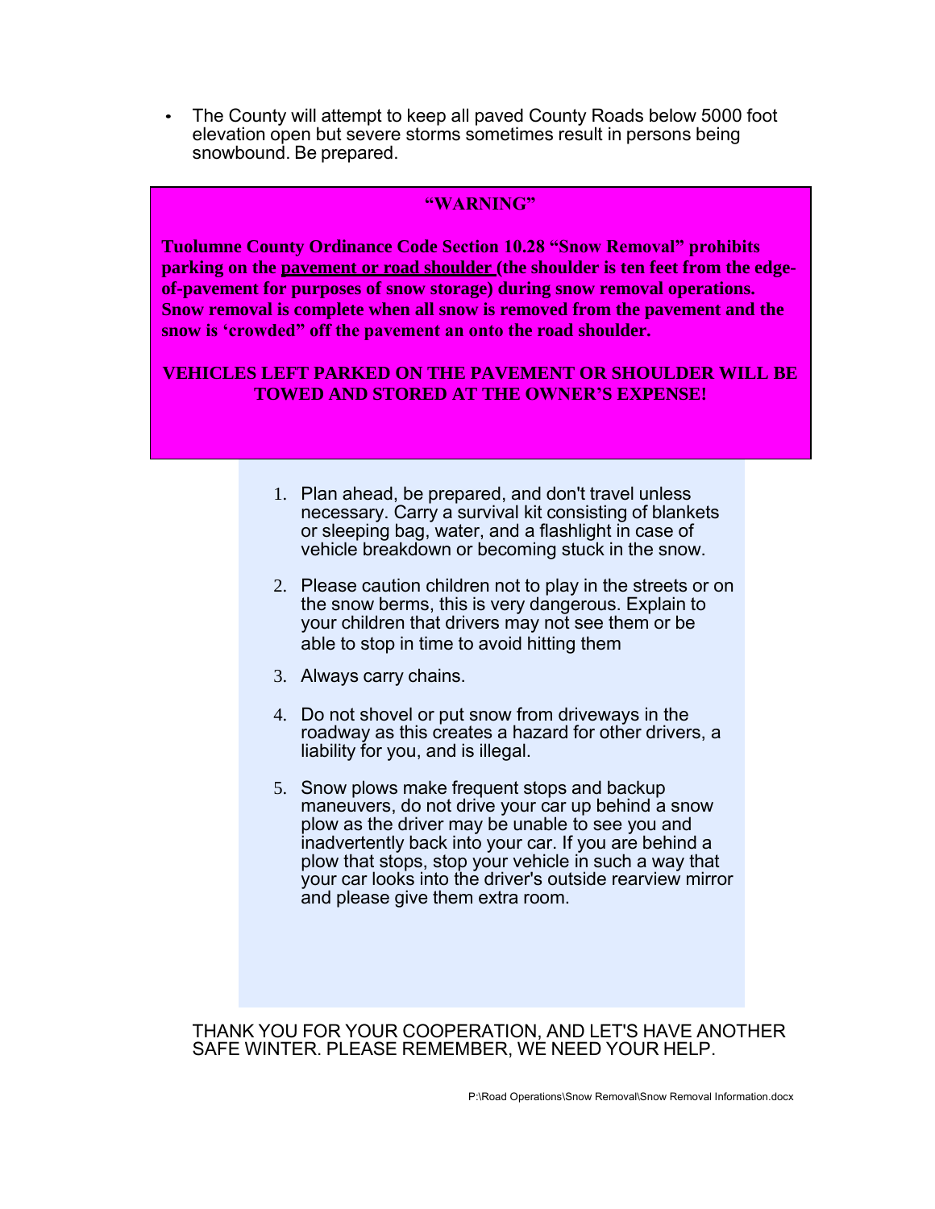- The County will attempt to keep all paved County Roads below 5000 foot elevation open but severe storms sometimes result in persons being snowbound. Be prepared.

**"WARNING"**

**Tuolumne County Ordinance Code Section 10.28 "Snow Removal" prohibits parking on the pavement or road shoulder (the shoulder is ten feet from the edge-of-pavement for purposes of snow storage) during snow removal operations. Snow removal is complete when all snow is removed from the pavement and the snow is 'crowded" off the pavement an onto the road shoulder.**

**VEHICLES LEFT PARKED ON THE PAVEMENT OR SHOULDER WILL BE TOWED AND STORED AT THE OWNER'S EXPENSE!**

1. Plan ahead, be prepared, and don't travel unless necessary. Carry a survival kit consisting of blankets or sleeping bag, water, and a flashlight in case of vehicle breakdown or becoming stuck in the snow.
2. Please caution children not to play in the streets or on the snow berms, this is very dangerous. Explain to your children that drivers may not see them or be able to stop in time to avoid hitting them
3. Always carry chains.
4. Do not shovel or put snow from driveways in the roadway as this creates a hazard for other drivers, a liability for you, and is illegal.
5. Snow plows make frequent stops and backup maneuvers, do not drive your car up behind a snow plow as the driver may be unable to see you and inadvertently back into your car. If you are behind a plow that stops, stop your vehicle in such a way that your car looks into the driver's outside rearview mirror and please give them extra room.

THANK YOU FOR YOUR COOPERATION, AND LET'S HAVE ANOTHER SAFE WINTER. PLEASE REMEMBER, WE NEED YOUR HELP.

P:\Road Operations\Snow Removal\Snow Removal Information.docx